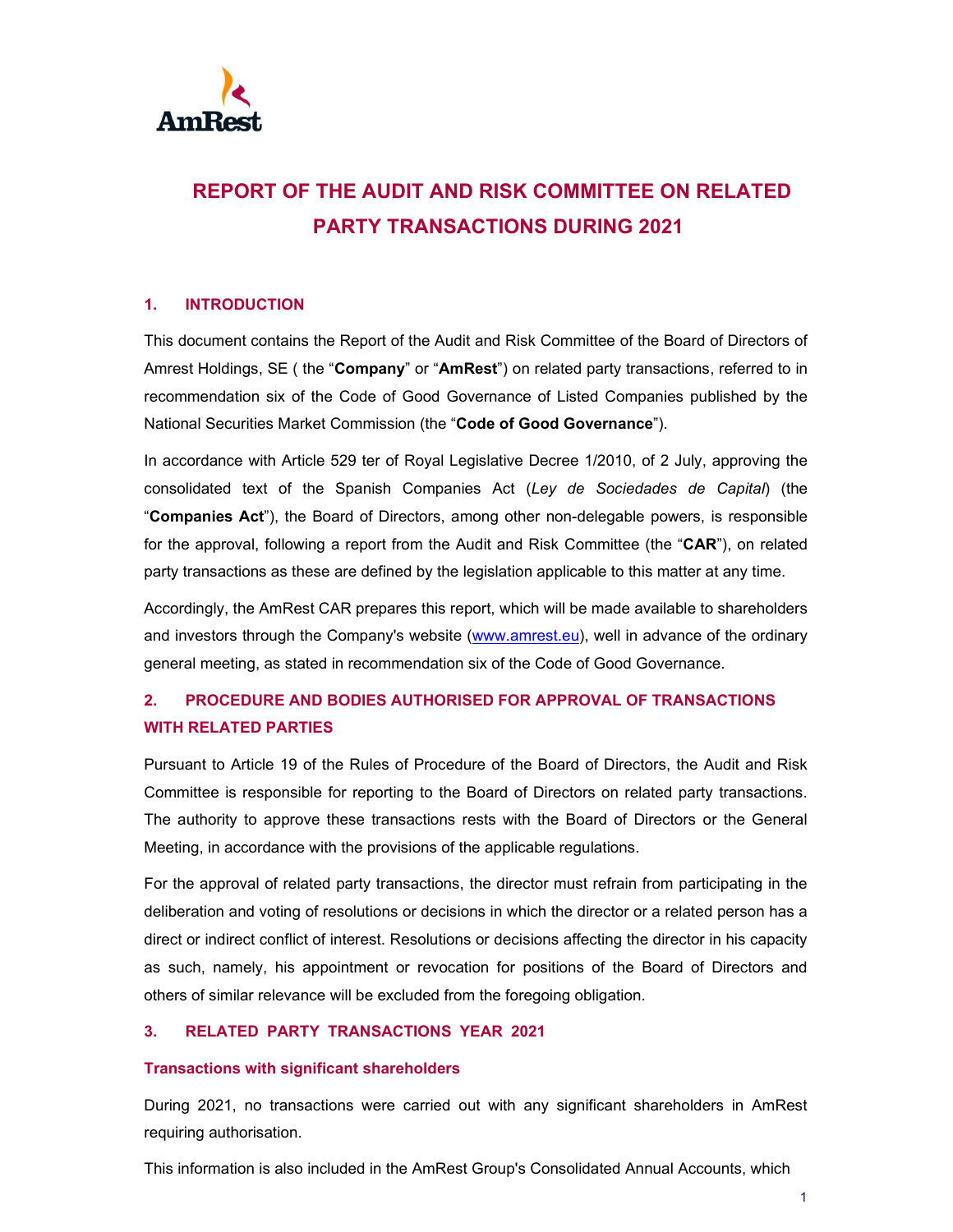# REPORT OF THE AUDIT AND RISK COMMITTEE ON RELATED PARTY TRANSACTIONS DURING 2021

## 1. INTRODUCTION

This document contains the Report of the Audit and Risk Committee of the Board of Directors of Amrest Holdings, SE ( the "**Company**" or "**AmRest**") on related party transactions, referred to in recommendation six of the Code of Good Governance of Listed Companies published by the National Securities Market Commission (the "**Code of Good Governance**").

In accordance with Article 529 ter of Royal Legislative Decree 1/2010, of 2 July, approving the consolidated text of the Spanish Companies Act (*Ley de Sociedades de Capital*) (the "**Companies Act**"), the Board of Directors, among other non-delegable powers, is responsible for the approval, following a report from the Audit and Risk Committee (the "**CAR**"), on related party transactions as these are defined by the legislation applicable to this matter at any time.

Accordingly, the AmRest CAR prepares this report, which will be made available to shareholders and investors through the Company's website (www.amrest.eu), well in advance of the ordinary general meeting, as stated in recommendation six of the Code of Good Governance.

## 2. PROCEDURE AND BODIES AUTHORISED FOR APPROVAL OF TRANSACTIONS WITH RELATED PARTIES

Pursuant to Article 19 of the Rules of Procedure of the Board of Directors, the Audit and Risk Committee is responsible for reporting to the Board of Directors on related party transactions. The authority to approve these transactions rests with the Board of Directors or the General Meeting, in accordance with the provisions of the applicable regulations.

For the approval of related party transactions, the director must refrain from participating in the deliberation and voting of resolutions or decisions in which the director or a related person has a direct or indirect conflict of interest. Resolutions or decisions affecting the director in his capacity as such, namely, his appointment or revocation for positions of the Board of Directors and others of similar relevance will be excluded from the foregoing obligation.

## 3. RELATED PARTY TRANSACTIONS YEAR 2021

### Transactions with significant shareholders

During 2021, no transactions were carried out with any significant shareholders in AmRest requiring authorisation.

This information is also included in the AmRest Group's Consolidated Annual Accounts, which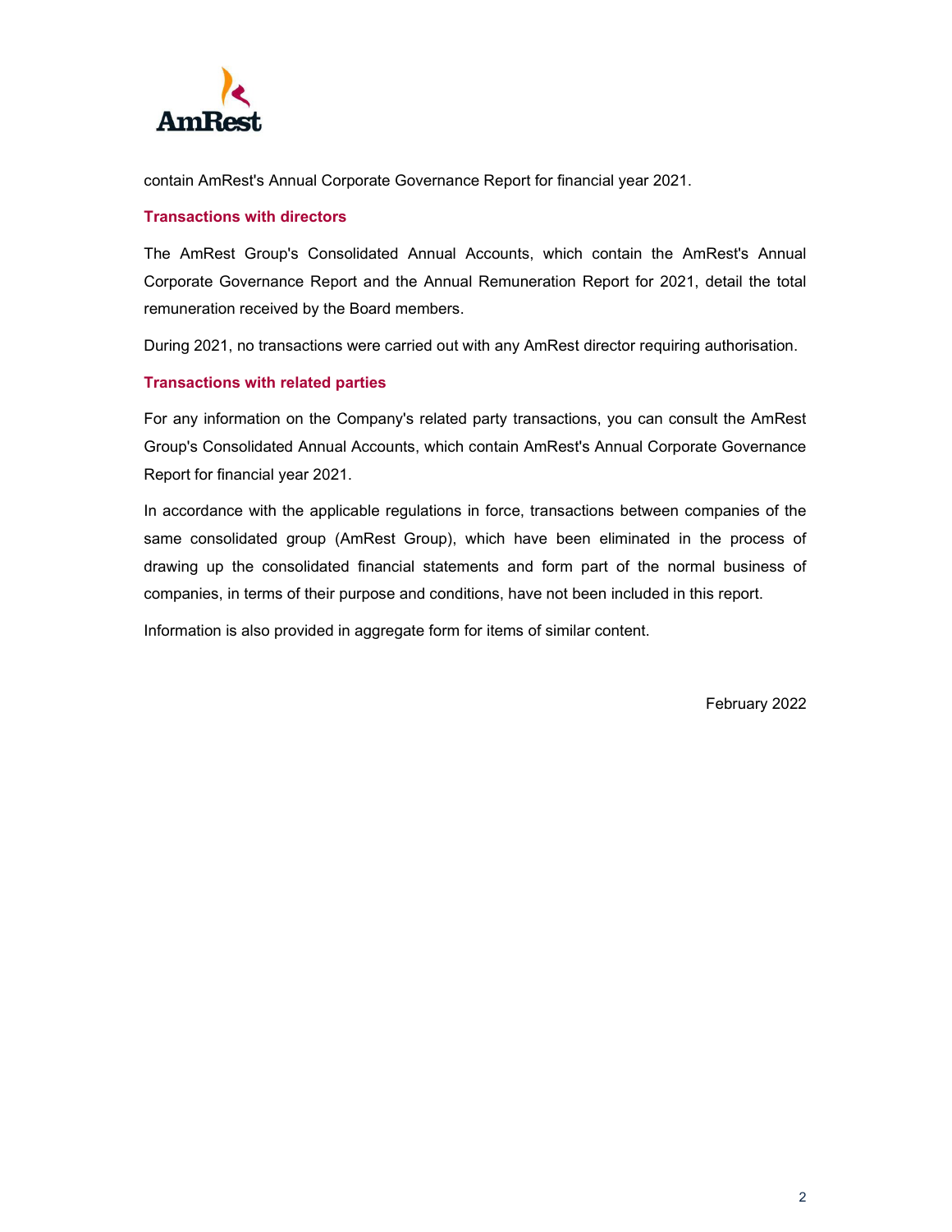contain AmRest's Annual Corporate Governance Report for financial year 2021.

## Transactions with directors

The AmRest Group's Consolidated Annual Accounts, which contain the AmRest's Annual Corporate Governance Report and the Annual Remuneration Report for 2021, detail the total remuneration received by the Board members.

During 2021, no transactions were carried out with any AmRest director requiring authorisation.

## Transactions with related parties

For any information on the Company's related party transactions, you can consult the AmRest Group's Consolidated Annual Accounts, which contain AmRest's Annual Corporate Governance Report for financial year 2021.

In accordance with the applicable regulations in force, transactions between companies of the same consolidated group (AmRest Group), which have been eliminated in the process of drawing up the consolidated financial statements and form part of the normal business of companies, in terms of their purpose and conditions, have not been included in this report.

Information is also provided in aggregate form for items of similar content.

February 2022